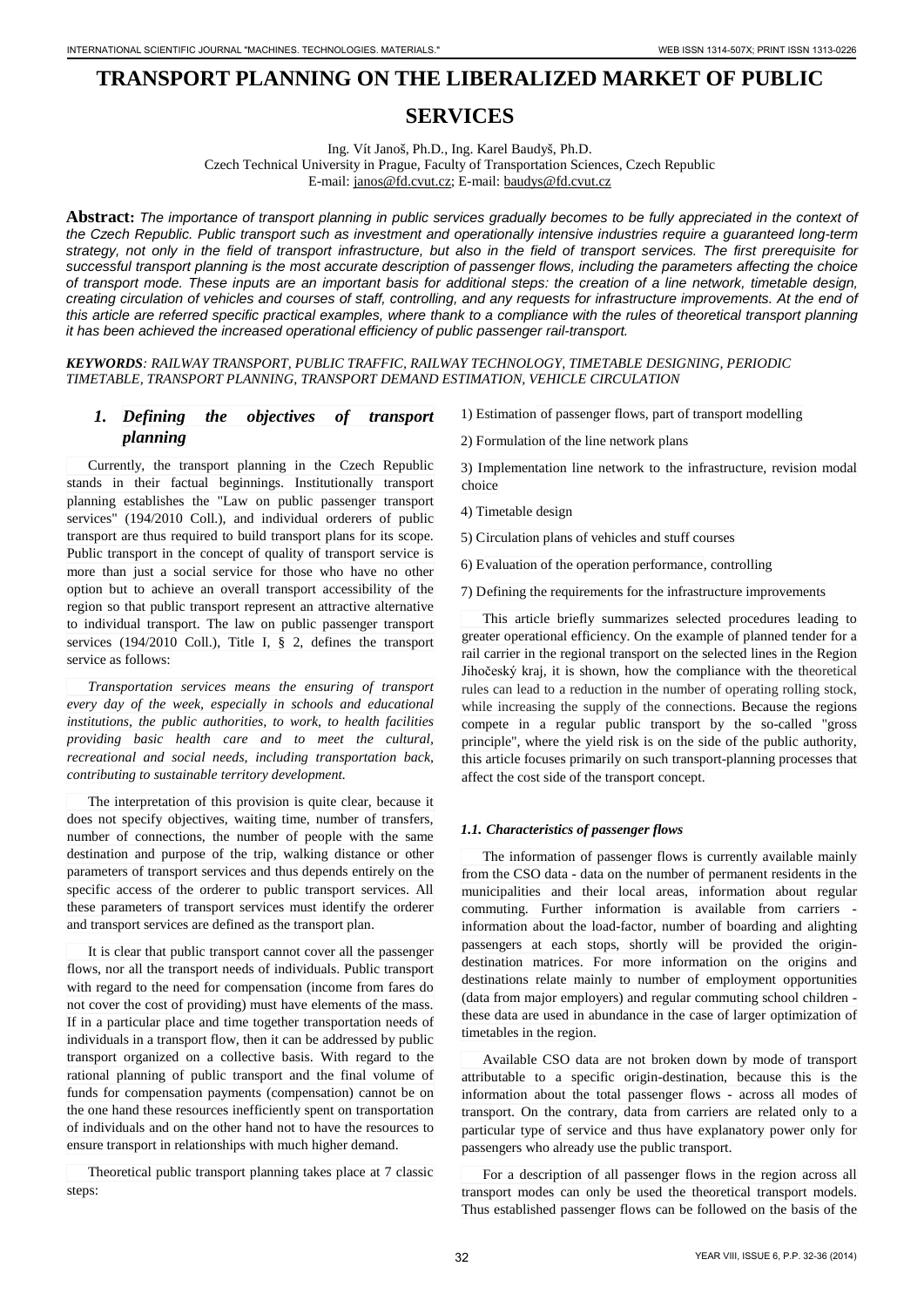# TRANSPORT PLANNING ON THE LIBERALIZED MARKET OF PUBLIC SERVICES

Ing. Vít Janoš, Ph.D., Ing. Karel Baudyš, Ph.D.
Czech Technical University in Prague, Faculty of Transportation Sciences, Czech Republic
E-mail: janos@fd.cvut.cz; E-mail: baudys@fd.cvut.cz

**Abstract:** *The importance of transport planning in public services gradually becomes to be fully appreciated in the context of the Czech Republic. Public transport such as investment and operationally intensive industries require a guaranteed long-term strategy, not only in the field of transport infrastructure, but also in the field of transport services. The first prerequisite for successful transport planning is the most accurate description of passenger flows, including the parameters affecting the choice of transport mode. These inputs are an important basis for additional steps: the creation of a line network, timetable design, creating circulation of vehicles and courses of staff, controlling, and any requests for infrastructure improvements. At the end of this article are referred specific practical examples, where thank to a compliance with the rules of theoretical transport planning it has been achieved the increased operational efficiency of public passenger rail-transport.*

***KEYWORDS**: RAILWAY TRANSPORT, PUBLIC TRAFFIC, RAILWAY TECHNOLOGY, TIMETABLE DESIGNING, PERIODIC TIMETABLE, TRANSPORT PLANNING, TRANSPORT DEMAND ESTIMATION, VEHICLE CIRCULATION*

## *1. Defining the objectives of transport planning*

Currently, the transport planning in the Czech Republic stands in their factual beginnings. Institutionally transport planning establishes the "Law on public passenger transport services" (194/2010 Coll.), and individual orderers of public transport are thus required to build transport plans for its scope. Public transport in the concept of quality of transport service is more than just a social service for those who have no other option but to achieve an overall transport accessibility of the region so that public transport represent an attractive alternative to individual transport. The law on public passenger transport services (194/2010 Coll.), Title I, § 2, defines the transport service as follows:

*Transportation services means the ensuring of transport every day of the week, especially in schools and educational institutions, the public authorities, to work, to health facilities providing basic health care and to meet the cultural, recreational and social needs, including transportation back, contributing to sustainable territory development.*

The interpretation of this provision is quite clear, because it does not specify objectives, waiting time, number of transfers, number of connections, the number of people with the same destination and purpose of the trip, walking distance or other parameters of transport services and thus depends entirely on the specific access of the orderer to public transport services. All these parameters of transport services must identify the orderer and transport services are defined as the transport plan.

It is clear that public transport cannot cover all the passenger flows, nor all the transport needs of individuals. Public transport with regard to the need for compensation (income from fares do not cover the cost of providing) must have elements of the mass. If in a particular place and time together transportation needs of individuals in a transport flow, then it can be addressed by public transport organized on a collective basis. With regard to the rational planning of public transport and the final volume of funds for compensation payments (compensation) cannot be on the one hand these resources inefficiently spent on transportation of individuals and on the other hand not to have the resources to ensure transport in relationships with much higher demand.

Theoretical public transport planning takes place at 7 classic steps:

1) Estimation of passenger flows, part of transport modelling

2) Formulation of the line network plans

3) Implementation line network to the infrastructure, revision modal choice

4) Timetable design

5) Circulation plans of vehicles and stuff courses

6) Evaluation of the operation performance, controlling

7) Defining the requirements for the infrastructure improvements

This article briefly summarizes selected procedures leading to greater operational efficiency. On the example of planned tender for a rail carrier in the regional transport on the selected lines in the Region Jihočeský kraj, it is shown, how the compliance with the theoretical rules can lead to a reduction in the number of operating rolling stock, while increasing the supply of the connections. Because the regions compete in a regular public transport by the so-called "gross principle", where the yield risk is on the side of the public authority, this article focuses primarily on such transport-planning processes that affect the cost side of the transport concept.

### *1.1. Characteristics of passenger flows*

The information of passenger flows is currently available mainly from the CSO data - data on the number of permanent residents in the municipalities and their local areas, information about regular commuting. Further information is available from carriers - information about the load-factor, number of boarding and alighting passengers at each stops, shortly will be provided the origin-destination matrices. For more information on the origins and destinations relate mainly to number of employment opportunities (data from major employers) and regular commuting school children - these data are used in abundance in the case of larger optimization of timetables in the region.

Available CSO data are not broken down by mode of transport attributable to a specific origin-destination, because this is the information about the total passenger flows - across all modes of transport. On the contrary, data from carriers are related only to a particular type of service and thus have explanatory power only for passengers who already use the public transport.

For a description of all passenger flows in the region across all transport modes can only be used the theoretical transport models. Thus established passenger flows can be followed on the basis of the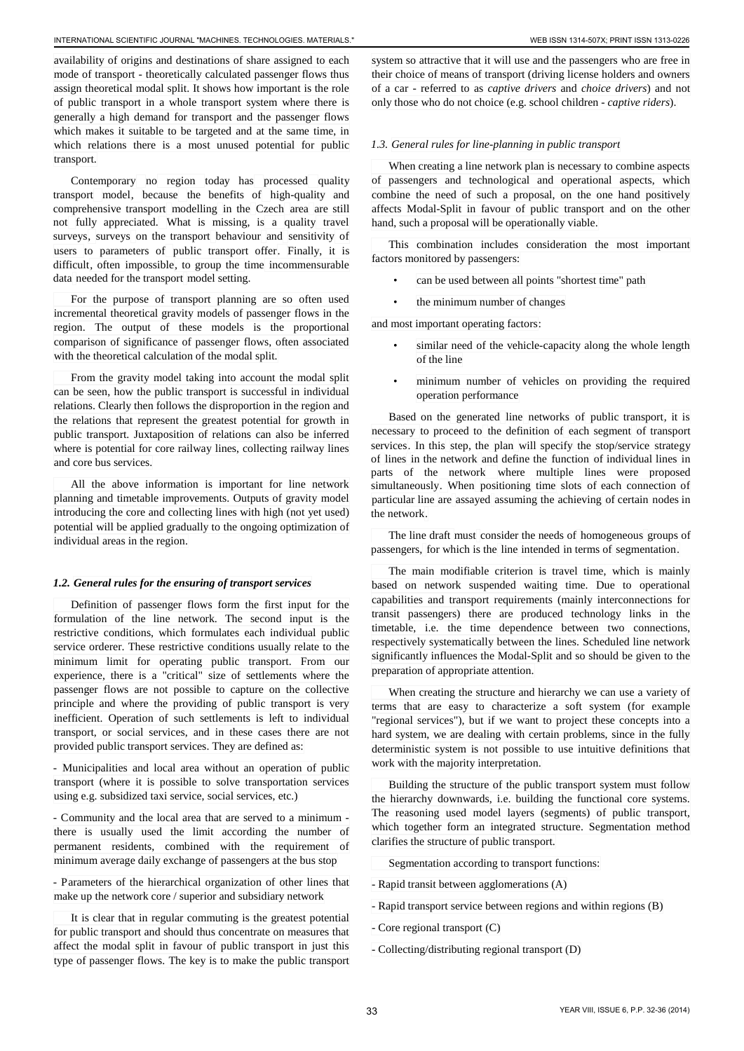availability of origins and destinations of share assigned to each mode of transport - theoretically calculated passenger flows thus assign theoretical modal split. It shows how important is the role of public transport in a whole transport system where there is generally a high demand for transport and the passenger flows which makes it suitable to be targeted and at the same time, in which relations there is a most unused potential for public transport.

Contemporary no region today has processed quality transport model, because the benefits of high-quality and comprehensive transport modelling in the Czech area are still not fully appreciated. What is missing, is a quality travel surveys, surveys on the transport behaviour and sensitivity of users to parameters of public transport offer. Finally, it is difficult, often impossible, to group the time incommensurable data needed for the transport model setting.

For the purpose of transport planning are so often used incremental theoretical gravity models of passenger flows in the region. The output of these models is the proportional comparison of significance of passenger flows, often associated with the theoretical calculation of the modal split.

From the gravity model taking into account the modal split can be seen, how the public transport is successful in individual relations. Clearly then follows the disproportion in the region and the relations that represent the greatest potential for growth in public transport. Juxtaposition of relations can also be inferred where is potential for core railway lines, collecting railway lines and core bus services.

All the above information is important for line network planning and timetable improvements. Outputs of gravity model introducing the core and collecting lines with high (not yet used) potential will be applied gradually to the ongoing optimization of individual areas in the region.

### *1.2. General rules for the ensuring of transport services*

Definition of passenger flows form the first input for the formulation of the line network. The second input is the restrictive conditions, which formulates each individual public service orderer. These restrictive conditions usually relate to the minimum limit for operating public transport. From our experience, there is a "critical" size of settlements where the passenger flows are not possible to capture on the collective principle and where the providing of public transport is very inefficient. Operation of such settlements is left to individual transport, or social services, and in these cases there are not provided public transport services. They are defined as:

- Municipalities and local area without an operation of public transport (where it is possible to solve transportation services using e.g. subsidized taxi service, social services, etc.)

- Community and the local area that are served to a minimum - there is usually used the limit according the number of permanent residents, combined with the requirement of minimum average daily exchange of passengers at the bus stop

- Parameters of the hierarchical organization of other lines that make up the network core / superior and subsidiary network

It is clear that in regular commuting is the greatest potential for public transport and should thus concentrate on measures that affect the modal split in favour of public transport in just this type of passenger flows. The key is to make the public transport system so attractive that it will use and the passengers who are free in their choice of means of transport (driving license holders and owners of a car - referred to as *captive drivers* and *choice drivers*) and not only those who do not choice (e.g. school children - *captive riders*).

### *1.3. General rules for line-planning in public transport*

When creating a line network plan is necessary to combine aspects of passengers and technological and operational aspects, which combine the need of such a proposal, on the one hand positively affects Modal-Split in favour of public transport and on the other hand, such a proposal will be operationally viable.

This combination includes consideration the most important factors monitored by passengers:

- can be used between all points "shortest time" path
- the minimum number of changes

and most important operating factors:

- similar need of the vehicle-capacity along the whole length of the line
- minimum number of vehicles on providing the required operation performance

Based on the generated line networks of public transport, it is necessary to proceed to the definition of each segment of transport services. In this step, the plan will specify the stop/service strategy of lines in the network and define the function of individual lines in parts of the network where multiple lines were proposed simultaneously. When positioning time slots of each connection of particular line are assayed assuming the achieving of certain nodes in the network.

The line draft must consider the needs of homogeneous groups of passengers, for which is the line intended in terms of segmentation.

The main modifiable criterion is travel time, which is mainly based on network suspended waiting time. Due to operational capabilities and transport requirements (mainly interconnections for transit passengers) there are produced technology links in the timetable, i.e. the time dependence between two connections, respectively systematically between the lines. Scheduled line network significantly influences the Modal-Split and so should be given to the preparation of appropriate attention.

When creating the structure and hierarchy we can use a variety of terms that are easy to characterize a soft system (for example "regional services"), but if we want to project these concepts into a hard system, we are dealing with certain problems, since in the fully deterministic system is not possible to use intuitive definitions that work with the majority interpretation.

Building the structure of the public transport system must follow the hierarchy downwards, i.e. building the functional core systems. The reasoning used model layers (segments) of public transport, which together form an integrated structure. Segmentation method clarifies the structure of public transport.

Segmentation according to transport functions:

- Rapid transit between agglomerations (A)

- Rapid transport service between regions and within regions (B)

- Core regional transport (C)

- Collecting/distributing regional transport (D)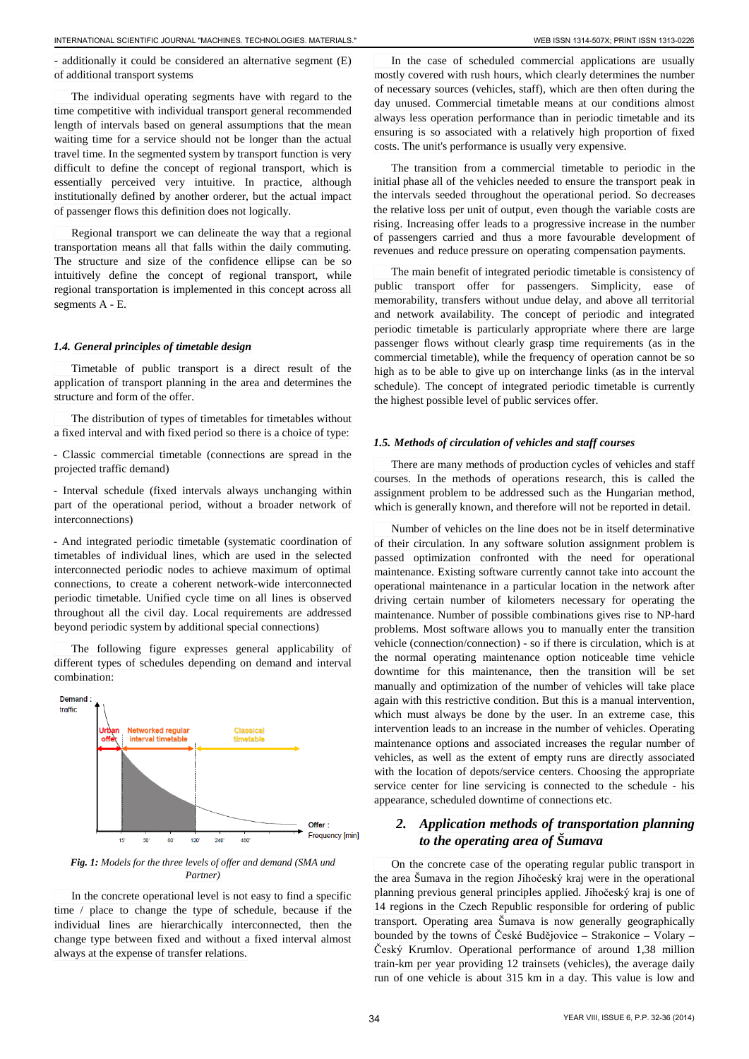- additionally it could be considered an alternative segment (E) of additional transport systems

The individual operating segments have with regard to the time competitive with individual transport general recommended length of intervals based on general assumptions that the mean waiting time for a service should not be longer than the actual travel time. In the segmented system by transport function is very difficult to define the concept of regional transport, which is essentially perceived very intuitive. In practice, although institutionally defined by another orderer, but the actual impact of passenger flows this definition does not logically.

Regional transport we can delineate the way that a regional transportation means all that falls within the daily commuting. The structure and size of the confidence ellipse can be so intuitively define the concept of regional transport, while regional transportation is implemented in this concept across all segments A - E.

### *1.4. General principles of timetable design*

Timetable of public transport is a direct result of the application of transport planning in the area and determines the structure and form of the offer.

The distribution of types of timetables for timetables without a fixed interval and with fixed period so there is a choice of type:

- Classic commercial timetable (connections are spread in the projected traffic demand)

- Interval schedule (fixed intervals always unchanging within part of the operational period, without a broader network of interconnections)

- And integrated periodic timetable (systematic coordination of timetables of individual lines, which are used in the selected interconnected periodic nodes to achieve maximum of optimal connections, to create a coherent network-wide interconnected periodic timetable. Unified cycle time on all lines is observed throughout all the civil day. Local requirements are addressed beyond periodic system by additional special connections)

The following figure expresses general applicability of different types of schedules depending on demand and interval combination:

*Fig. 1: Models for the three levels of offer and demand (SMA und Partner)*

In the concrete operational level is not easy to find a specific time / place to change the type of schedule, because if the individual lines are hierarchically interconnected, then the change type between fixed and without a fixed interval almost always at the expense of transfer relations.

In the case of scheduled commercial applications are usually mostly covered with rush hours, which clearly determines the number of necessary sources (vehicles, staff), which are then often during the day unused. Commercial timetable means at our conditions almost always less operation performance than in periodic timetable and its ensuring is so associated with a relatively high proportion of fixed costs. The unit's performance is usually very expensive.

The transition from a commercial timetable to periodic in the initial phase all of the vehicles needed to ensure the transport peak in the intervals seeded throughout the operational period. So decreases the relative loss per unit of output, even though the variable costs are rising. Increasing offer leads to a progressive increase in the number of passengers carried and thus a more favourable development of revenues and reduce pressure on operating compensation payments.

The main benefit of integrated periodic timetable is consistency of public transport offer for passengers. Simplicity, ease of memorability, transfers without undue delay, and above all territorial and network availability. The concept of periodic and integrated periodic timetable is particularly appropriate where there are large passenger flows without clearly grasp time requirements (as in the commercial timetable), while the frequency of operation cannot be so high as to be able to give up on interchange links (as in the interval schedule). The concept of integrated periodic timetable is currently the highest possible level of public services offer.

### *1.5. Methods of circulation of vehicles and staff courses*

There are many methods of production cycles of vehicles and staff courses. In the methods of operations research, this is called the assignment problem to be addressed such as the Hungarian method, which is generally known, and therefore will not be reported in detail.

Number of vehicles on the line does not be in itself determinative of their circulation. In any software solution assignment problem is passed optimization confronted with the need for operational maintenance. Existing software currently cannot take into account the operational maintenance in a particular location in the network after driving certain number of kilometers necessary for operating the maintenance. Number of possible combinations gives rise to NP-hard problems. Most software allows you to manually enter the transition vehicle (connection/connection) - so if there is circulation, which is at the normal operating maintenance option noticeable time vehicle downtime for this maintenance, then the transition will be set manually and optimization of the number of vehicles will take place again with this restrictive condition. But this is a manual intervention, which must always be done by the user. In an extreme case, this intervention leads to an increase in the number of vehicles. Operating maintenance options and associated increases the regular number of vehicles, as well as the extent of empty runs are directly associated with the location of depots/service centers. Choosing the appropriate service center for line servicing is connected to the schedule - his appearance, scheduled downtime of connections etc.

## *2. Application methods of transportation planning to the operating area of Šumava*

On the concrete case of the operating regular public transport in the area Šumava in the region Jihočeský kraj were in the operational planning previous general principles applied. Jihočeský kraj is one of 14 regions in the Czech Republic responsible for ordering of public transport. Operating area Šumava is now generally geographically bounded by the towns of České Budějovice – Strakonice – Volary – Český Krumlov. Operational performance of around 1,38 million train-km per year providing 12 trainsets (vehicles), the average daily run of one vehicle is about 315 km in a day. This value is low and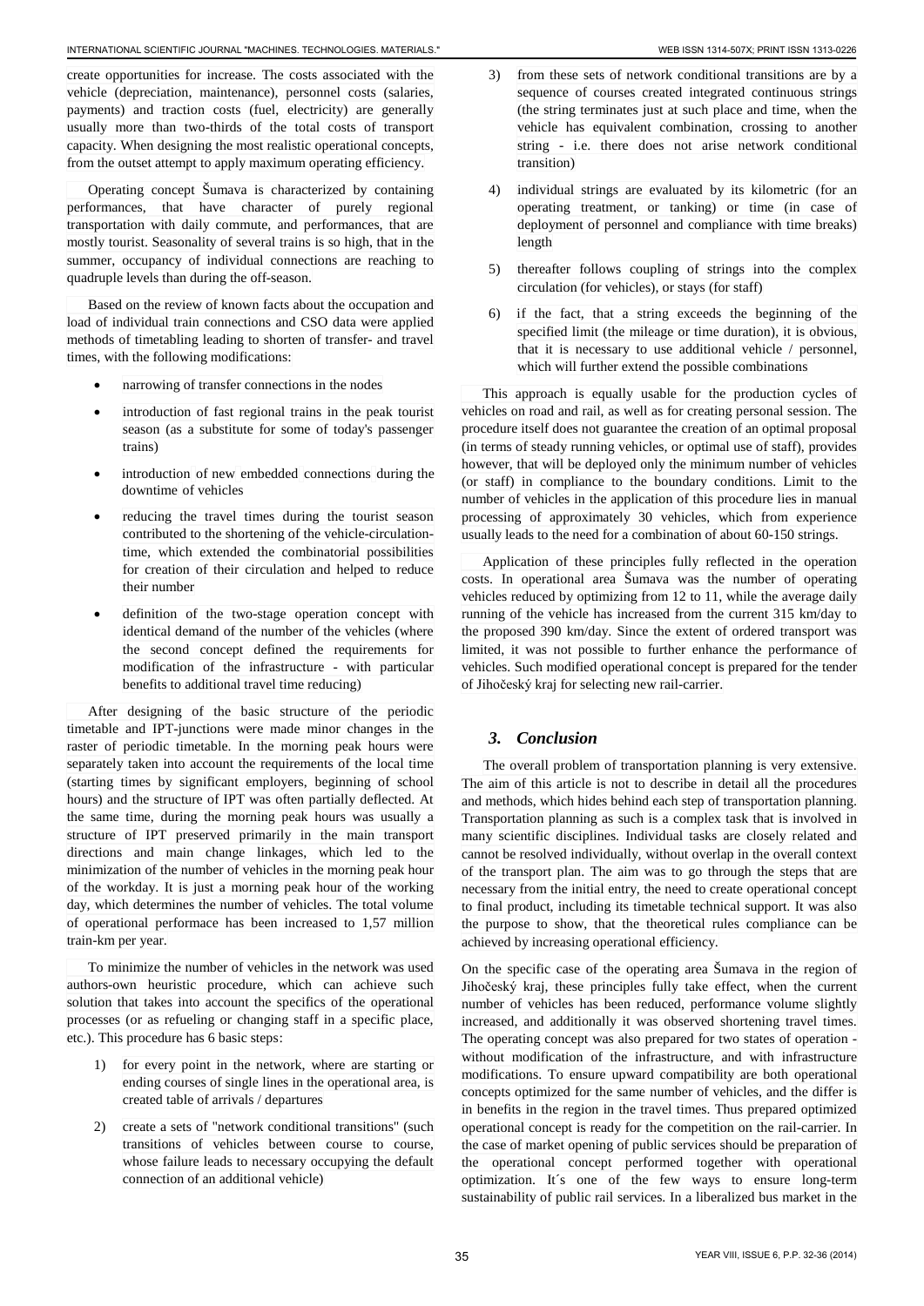create opportunities for increase. The costs associated with the vehicle (depreciation, maintenance), personnel costs (salaries, payments) and traction costs (fuel, electricity) are generally usually more than two-thirds of the total costs of transport capacity. When designing the most realistic operational concepts, from the outset attempt to apply maximum operating efficiency.

Operating concept Šumava is characterized by containing performances, that have character of purely regional transportation with daily commute, and performances, that are mostly tourist. Seasonality of several trains is so high, that in the summer, occupancy of individual connections are reaching to quadruple levels than during the off-season.

Based on the review of known facts about the occupation and load of individual train connections and CSO data were applied methods of timetabling leading to shorten of transfer- and travel times, with the following modifications:

- narrowing of transfer connections in the nodes
- introduction of fast regional trains in the peak tourist season (as a substitute for some of today's passenger trains)
- introduction of new embedded connections during the downtime of vehicles
- reducing the travel times during the tourist season contributed to the shortening of the vehicle-circulation-time, which extended the combinatorial possibilities for creation of their circulation and helped to reduce their number
- definition of the two-stage operation concept with identical demand of the number of the vehicles (where the second concept defined the requirements for modification of the infrastructure - with particular benefits to additional travel time reducing)

After designing of the basic structure of the periodic timetable and IPT-junctions were made minor changes in the raster of periodic timetable. In the morning peak hours were separately taken into account the requirements of the local time (starting times by significant employers, beginning of school hours) and the structure of IPT was often partially deflected. At the same time, during the morning peak hours was usually a structure of IPT preserved primarily in the main transport directions and main change linkages, which led to the minimization of the number of vehicles in the morning peak hour of the workday. It is just a morning peak hour of the working day, which determines the number of vehicles. The total volume of operational performace has been increased to 1,57 million train-km per year.

To minimize the number of vehicles in the network was used authors-own heuristic procedure, which can achieve such solution that takes into account the specifics of the operational processes (or as refueling or changing staff in a specific place, etc.). This procedure has 6 basic steps:

1) for every point in the network, where are starting or ending courses of single lines in the operational area, is created table of arrivals / departures
2) create a sets of "network conditional transitions" (such transitions of vehicles between course to course, whose failure leads to necessary occupying the default connection of an additional vehicle)
3) from these sets of network conditional transitions are by a sequence of courses created integrated continuous strings (the string terminates just at such place and time, when the vehicle has equivalent combination, crossing to another string - i.e. there does not arise network conditional transition)
4) individual strings are evaluated by its kilometric (for an operating treatment, or tanking) or time (in case of deployment of personnel and compliance with time breaks) length
5) thereafter follows coupling of strings into the complex circulation (for vehicles), or stays (for staff)
6) if the fact, that a string exceeds the beginning of the specified limit (the mileage or time duration), it is obvious, that it is necessary to use additional vehicle / personnel, which will further extend the possible combinations

This approach is equally usable for the production cycles of vehicles on road and rail, as well as for creating personal session. The procedure itself does not guarantee the creation of an optimal proposal (in terms of steady running vehicles, or optimal use of staff), provides however, that will be deployed only the minimum number of vehicles (or staff) in compliance to the boundary conditions. Limit to the number of vehicles in the application of this procedure lies in manual processing of approximately 30 vehicles, which from experience usually leads to the need for a combination of about 60-150 strings.

Application of these principles fully reflected in the operation costs. In operational area Šumava was the number of operating vehicles reduced by optimizing from 12 to 11, while the average daily running of the vehicle has increased from the current 315 km/day to the proposed 390 km/day. Since the extent of ordered transport was limited, it was not possible to further enhance the performance of vehicles. Such modified operational concept is prepared for the tender of Jihočeský kraj for selecting new rail-carrier.

## 3. Conclusion

The overall problem of transportation planning is very extensive. The aim of this article is not to describe in detail all the procedures and methods, which hides behind each step of transportation planning. Transportation planning as such is a complex task that is involved in many scientific disciplines. Individual tasks are closely related and cannot be resolved individually, without overlap in the overall context of the transport plan. The aim was to go through the steps that are necessary from the initial entry, the need to create operational concept to final product, including its timetable technical support. It was also the purpose to show, that the theoretical rules compliance can be achieved by increasing operational efficiency.

On the specific case of the operating area Šumava in the region of Jihočeský kraj, these principles fully take effect, when the current number of vehicles has been reduced, performance volume slightly increased, and additionally it was observed shortening travel times. The operating concept was also prepared for two states of operation - without modification of the infrastructure, and with infrastructure modifications. To ensure upward compatibility are both operational concepts optimized for the same number of vehicles, and the differ is in benefits in the region in the travel times. Thus prepared optimized operational concept is ready for the competition on the rail-carrier. In the case of market opening of public services should be preparation of the operational concept performed together with operational optimization. It´s one of the few ways to ensure long-term sustainability of public rail services. In a liberalized bus market in the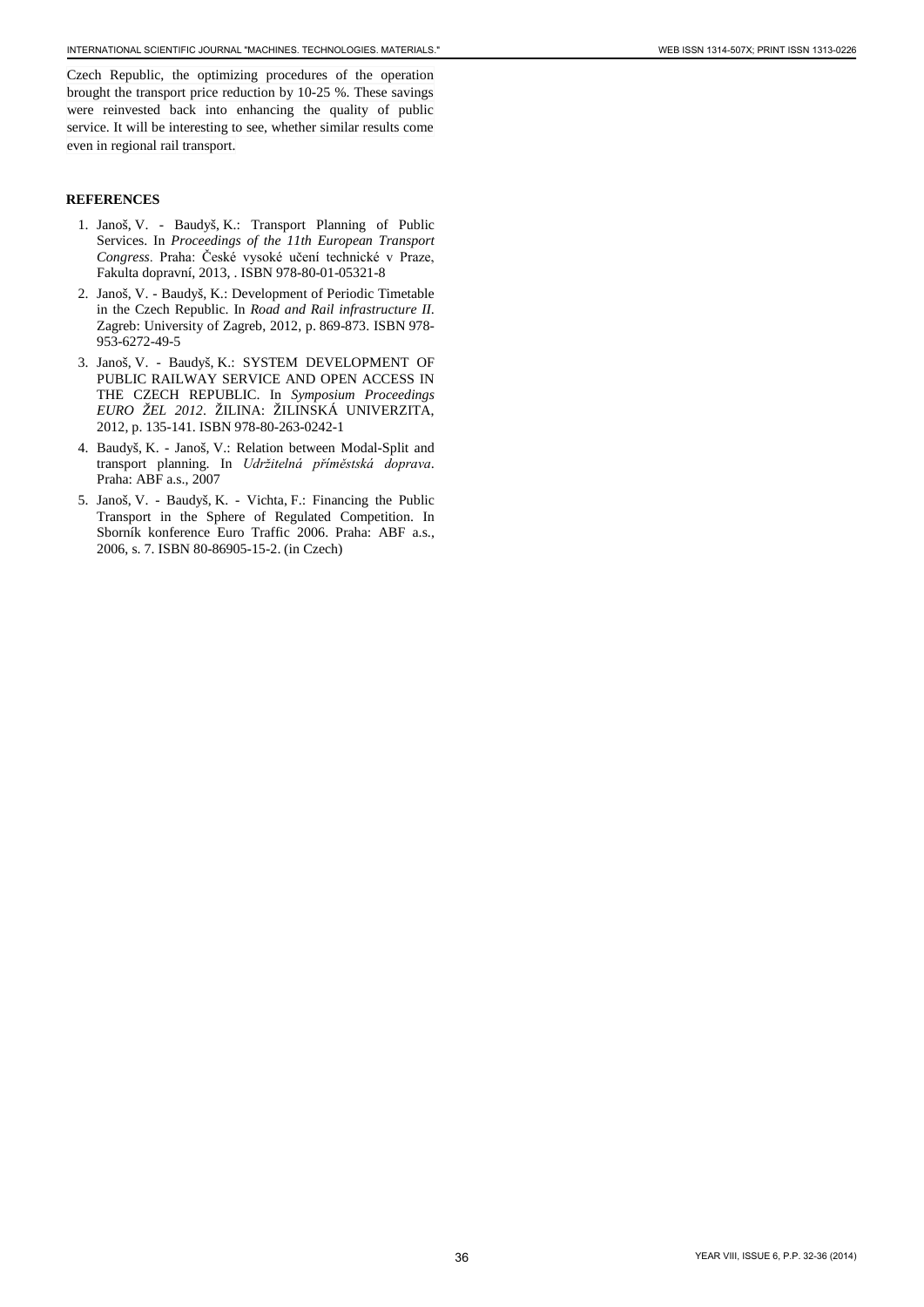Czech Republic, the optimizing procedures of the operation brought the transport price reduction by 10-25 %. These savings were reinvested back into enhancing the quality of public service. It will be interesting to see, whether similar results come even in regional rail transport.

## REFERENCES

1. Janoš, V. - Baudyš, K.: Transport Planning of Public Services. In *Proceedings of the 11th European Transport Congress*. Praha: České vysoké učení technické v Praze, Fakulta dopravní, 2013, . ISBN 978-80-01-05321-8
2. Janoš, V. - Baudyš, K.: Development of Periodic Timetable in the Czech Republic. In *Road and Rail infrastructure II*. Zagreb: University of Zagreb, 2012, p. 869-873. ISBN 978-953-6272-49-5
3. Janoš, V. - Baudyš, K.: SYSTEM DEVELOPMENT OF PUBLIC RAILWAY SERVICE AND OPEN ACCESS IN THE CZECH REPUBLIC. In *Symposium Proceedings EURO ŽEL 2012*. ŽILINA: ŽILINSKÁ UNIVERZITA, 2012, p. 135-141. ISBN 978-80-263-0242-1
4. Baudyš, K. - Janoš, V.: Relation between Modal-Split and transport planning. In *Udržitelná příměstská doprava*. Praha: ABF a.s., 2007
5. Janoš, V. - Baudyš, K. - Vichta, F.: Financing the Public Transport in the Sphere of Regulated Competition. In Sborník konference Euro Traffic 2006. Praha: ABF a.s., 2006, s. 7. ISBN 80-86905-15-2. (in Czech)